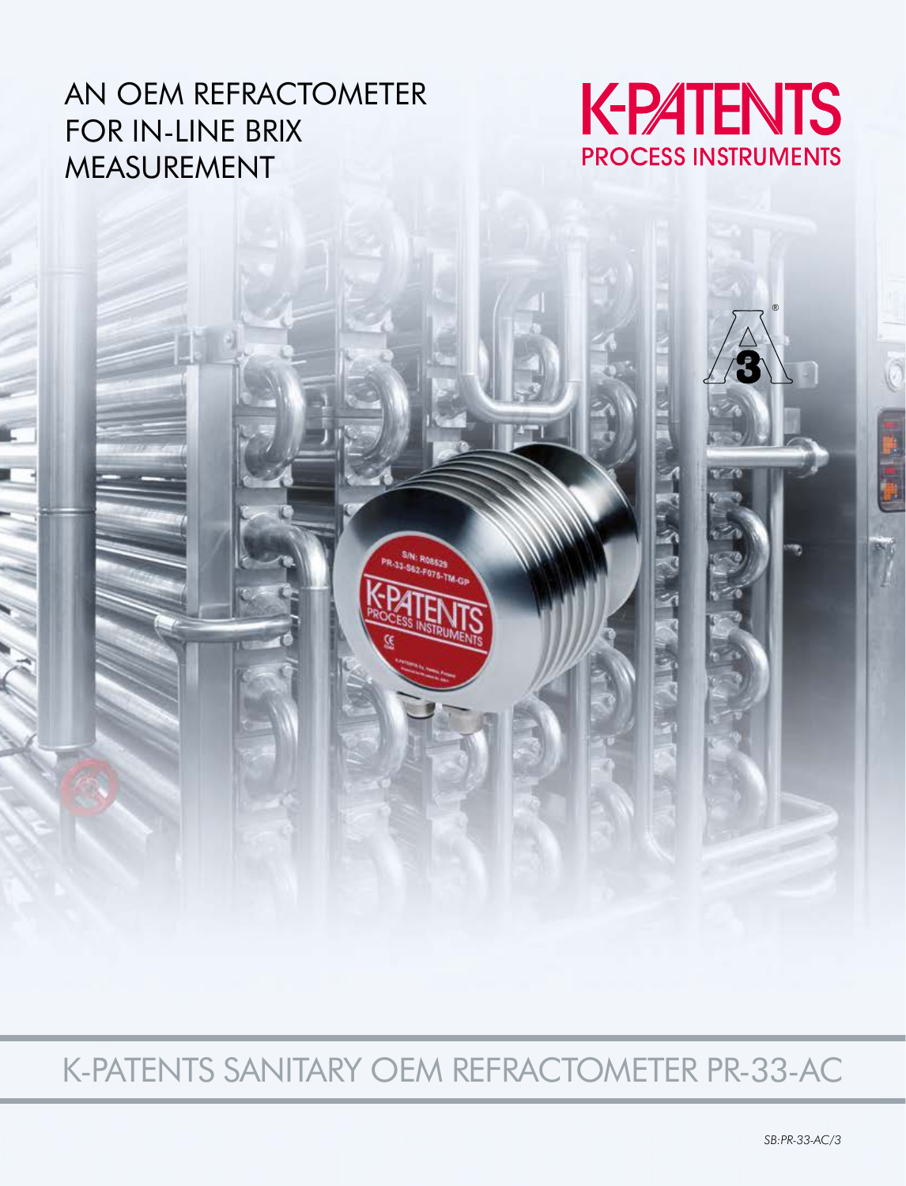# AN OEM REFRACTOMETER FOR IN-LINE BRIX MEASUREMENT

K-PATENTS
PROCESS INSTRUMENTS

## K-PATENTS SANITARY OEM REFRACTOMETER PR-33-AC

*SB:PR-33-AC/3*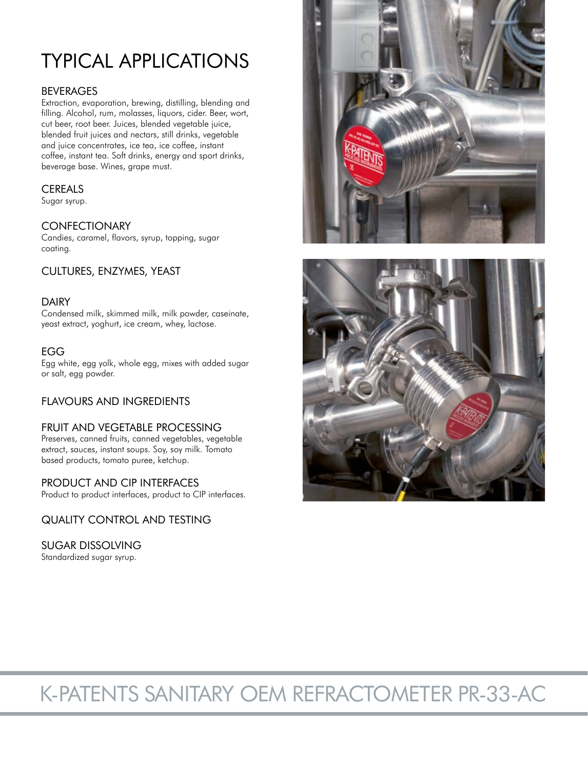# TYPICAL APPLICATIONS

### BEVERAGES

Extraction, evaporation, brewing, distilling, blending and filling. Alcohol, rum, molasses, liquors, cider. Beer, wort, cut beer, root beer. Juices, blended vegetable juice, blended fruit juices and nectars, still drinks, vegetable and juice concentrates, ice tea, ice coffee, instant coffee, instant tea. Soft drinks, energy and sport drinks, beverage base. Wines, grape must.

### CEREALS

Sugar syrup.

### CONFECTIONARY

Candies, caramel, flavors, syrup, topping, sugar coating.

### CULTURES, ENZYMES, YEAST

### DAIRY

Condensed milk, skimmed milk, milk powder, caseinate, yeast extract, yoghurt, ice cream, whey, lactose.

### EGG

Egg white, egg yolk, whole egg, mixes with added sugar or salt, egg powder.

### FLAVOURS AND INGREDIENTS

### FRUIT AND VEGETABLE PROCESSING

Preserves, canned fruits, canned vegetables, vegetable extract, sauces, instant soups. Soy, soy milk. Tomato based products, tomato puree, ketchup.

### PRODUCT AND CIP INTERFACES

Product to product interfaces, product to CIP interfaces.

### QUALITY CONTROL AND TESTING

### SUGAR DISSOLVING

Standardized sugar syrup.

## K-PATENTS SANITARY OEM REFRACTOMETER PR-33-AC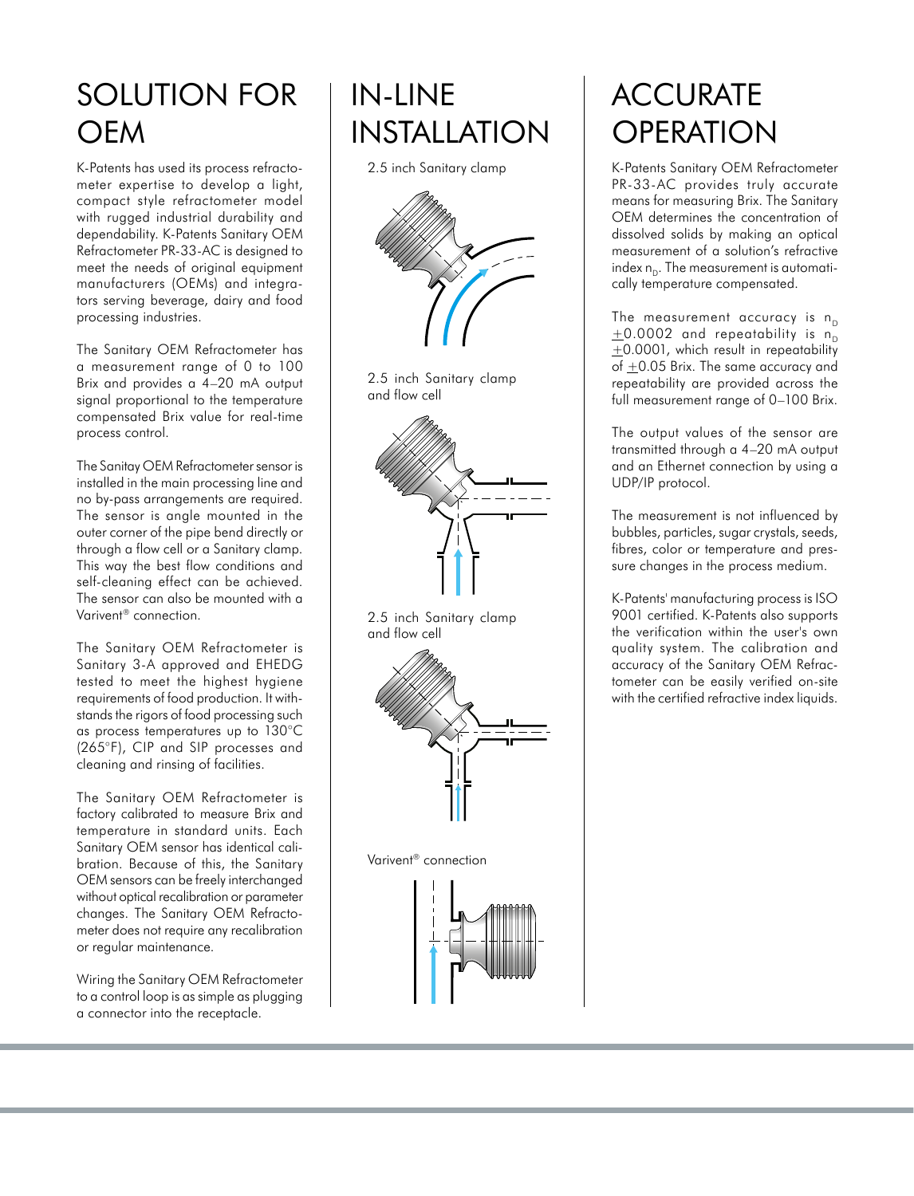# SOLUTION FOR OEM

K-Patents has used its process refractometer expertise to develop a light, compact style refractometer model with rugged industrial durability and dependability. K-Patents Sanitary OEM Refractometer PR-33-AC is designed to meet the needs of original equipment manufacturers (OEMs) and integrators serving beverage, dairy and food processing industries.

The Sanitary OEM Refractometer has a measurement range of 0 to 100 Brix and provides a 4–20 mA output signal proportional to the temperature compensated Brix value for real-time process control.

The Sanitay OEM Refractometer sensor is installed in the main processing line and no by-pass arrangements are required. The sensor is angle mounted in the outer corner of the pipe bend directly or through a flow cell or a Sanitary clamp. This way the best flow conditions and self-cleaning effect can be achieved. The sensor can also be mounted with a Varivent® connection.

The Sanitary OEM Refractometer is Sanitary 3-A approved and EHEDG tested to meet the highest hygiene requirements of food production. It withstands the rigors of food processing such as process temperatures up to 130°C (265°F), CIP and SIP processes and cleaning and rinsing of facilities.

The Sanitary OEM Refractometer is factory calibrated to measure Brix and temperature in standard units. Each Sanitary OEM sensor has identical calibration. Because of this, the Sanitary OEM sensors can be freely interchanged without optical recalibration or parameter changes. The Sanitary OEM Refractometer does not require any recalibration or regular maintenance.

Wiring the Sanitary OEM Refractometer to a control loop is as simple as plugging a connector into the receptacle.

# IN-LINE INSTALLATION

2.5 inch Sanitary clamp

2.5 inch Sanitary clamp and flow cell

2.5 inch Sanitary clamp and flow cell

Varivent® connection

# ACCURATE OPERATION

K-Patents Sanitary OEM Refractometer PR-33-AC provides truly accurate means for measuring Brix. The Sanitary OEM determines the concentration of dissolved solids by making an optical measurement of a solution's refractive index $n_D$. The measurement is automatically temperature compensated.

The measurement accuracy is $n_D$ $\pm 0.0002$ and repeatability is $n_D$ $\pm 0.0001$, which result in repeatability of $\pm 0.05$ Brix. The same accuracy and repeatability are provided across the full measurement range of 0–100 Brix.

The output values of the sensor are transmitted through a 4–20 mA output and an Ethernet connection by using a UDP/IP protocol.

The measurement is not influenced by bubbles, particles, sugar crystals, seeds, fibres, color or temperature and pressure changes in the process medium.

K-Patents' manufacturing process is ISO 9001 certified. K-Patents also supports the verification within the user's own quality system. The calibration and accuracy of the Sanitary OEM Refractometer can be easily verified on-site with the certified refractive index liquids.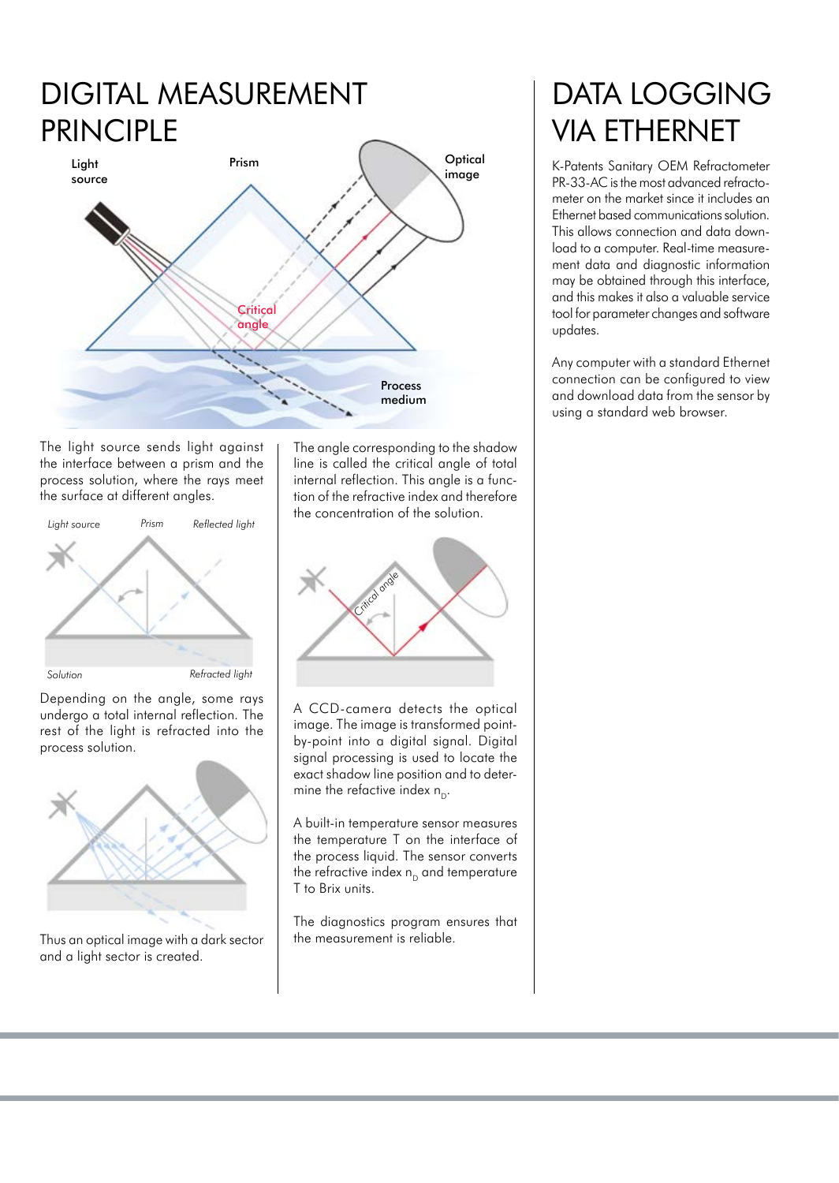# DIGITAL MEASUREMENT PRINCIPLE

The light source sends light against the interface between a prism and the process solution, where the rays meet the surface at different angles.

Depending on the angle, some rays undergo a total internal reflection. The rest of the light is refracted into the process solution.

Thus an optical image with a dark sector and a light sector is created.

The angle corresponding to the shadow line is called the critical angle of total internal reflection. This angle is a function of the refractive index and therefore the concentration of the solution.

A CCD-camera detects the optical image. The image is transformed point-by-point into a digital signal. Digital signal processing is used to locate the exact shadow line position and to determine the refactive index $n_D$.

A built-in temperature sensor measures the temperature T on the interface of the process liquid. The sensor converts the refractive index $n_D$ and temperature T to Brix units.

The diagnostics program ensures that the measurement is reliable.

# DATA LOGGING VIA ETHERNET

K-Patents Sanitary OEM Refractometer PR-33-AC is the most advanced refractometer on the market since it includes an Ethernet based communications solution. This allows connection and data download to a computer. Real-time measurement data and diagnostic information may be obtained through this interface, and this makes it also a valuable service tool for parameter changes and software updates.

Any computer with a standard Ethernet connection can be configured to view and download data from the sensor by using a standard web browser.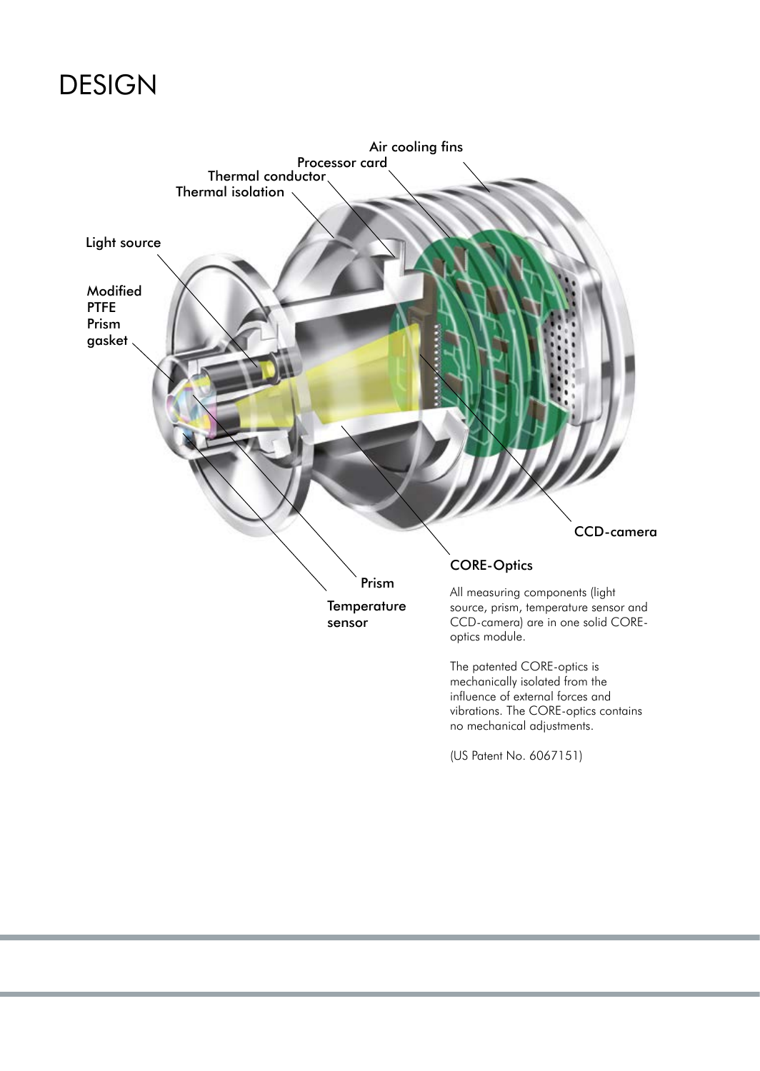# DESIGN

Air cooling fins

Processor card

Thermal conductor

Thermal isolation

Light source

Modified PTFE Prism gasket

CCD-camera

Prism

Temperature sensor

CORE-Optics

All measuring components (light source, prism, temperature sensor and CCD-camera) are in one solid CORE-optics module.

The patented CORE-optics is mechanically isolated from the influence of external forces and vibrations. The CORE-optics contains no mechanical adjustments.

(US Patent No. 6067151)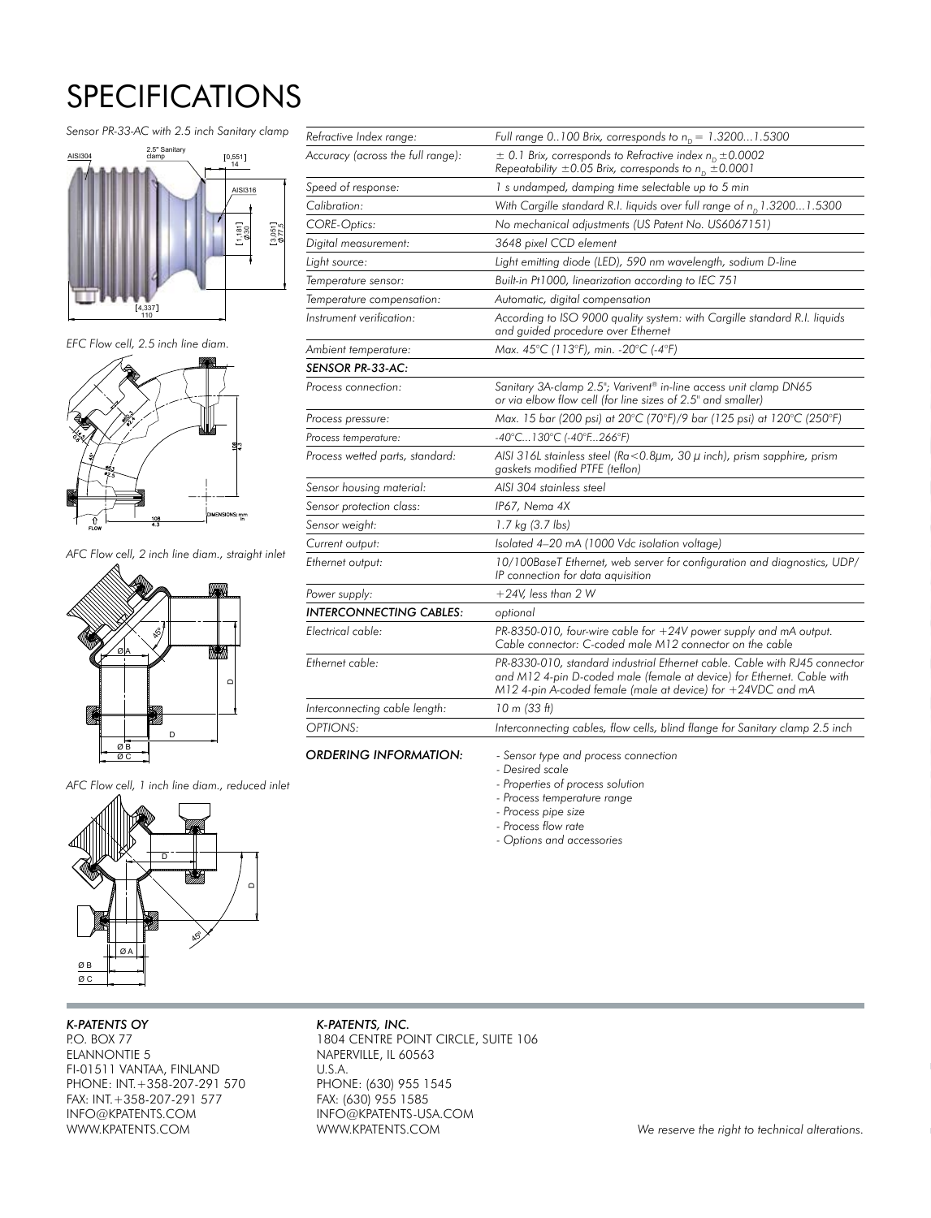# SPECIFICATIONS

*Sensor PR-33-AC with 2.5 inch Sanitary clamp*

AISI304
2.5" Sanitary clamp
[0,551]
14
AISI316
[1,181]
Ø30
[3,051]
Ø77.5
[4,337]
110

*EFC Flow cell, 2.5 inch line diam.*

108
4.3
108
4.3
FLOW
DIMENSIONS: mm / in

*AFC Flow cell, 2 inch line diam., straight inlet*

45°
ØA
D
D
Ø B
Ø C

*AFC Flow cell, 1 inch line diam., reduced inlet*

D
D
45°
Ø A
Ø B
Ø C

| | |
|---|---|
| *Refractive Index range:* | *Full range 0..100 Brix, corresponds to $n_D$ = 1.3200...1.5300* |
| *Accuracy (across the full range):* | *± 0.1 Brix, corresponds to Refractive index $n_D$ ±0.0002*<br>*Repeatability ±0.05 Brix, corresponds to $n_D$ ±0.0001* |
| *Speed of response:* | *1 s undamped, damping time selectable up to 5 min* |
| *Calibration:* | *With Cargille standard R.I. liquids over full range of $n_D$ 1.3200...1.5300* |
| *CORE-Optics:* | *No mechanical adjustments (US Patent No. US6067151)* |
| *Digital measurement:* | *3648 pixel CCD element* |
| *Light source:* | *Light emitting diode (LED), 590 nm wavelength, sodium D-line* |
| *Temperature sensor:* | *Built-in Pt1000, linearization according to IEC 751* |
| *Temperature compensation:* | *Automatic, digital compensation* |
| *Instrument verification:* | *According to ISO 9000 quality system: with Cargille standard R.I. liquids and guided procedure over Ethernet* |
| *Ambient temperature:* | *Max. 45°C (113°F), min. -20°C (-4°F)* |
| ***SENSOR PR-33-AC:*** | |
| *Process connection:* | *Sanitary 3A-clamp 2.5"; Varivent® in-line access unit clamp DN65 or via elbow flow cell (for line sizes of 2.5" and smaller)* |
| *Process pressure:* | *Max. 15 bar (200 psi) at 20°C (70°F)/9 bar (125 psi) at 120°C (250°F)* |
| *Process temperature:* | *-40°C...130°C (-40°F...266°F)* |
| *Process wetted parts, standard:* | *AISI 316L stainless steel (Ra<0.8µm, 30 µ inch), prism sapphire, prism gaskets modified PTFE (teflon)* |
| *Sensor housing material:* | *AISI 304 stainless steel* |
| *Sensor protection class:* | *IP67, Nema 4X* |
| *Sensor weight:* | *1.7 kg (3.7 lbs)* |
| *Current output:* | *Isolated 4–20 mA (1000 Vdc isolation voltage)* |
| *Ethernet output:* | *10/100BaseT Ethernet, web server for configuration and diagnostics, UDP/IP connection for data aquisition* |
| *Power supply:* | *+24V, less than 2 W* |
| ***INTERCONNECTING CABLES:*** | *optional* |
| *Electrical cable:* | *PR-8350-010, four-wire cable for +24V power supply and mA output. Cable connector: C-coded male M12 connector on the cable* |
| *Ethernet cable:* | *PR-8330-010, standard industrial Ethernet cable. Cable with RJ45 connector and M12 4-pin D-coded male (female at device) for Ethernet. Cable with M12 4-pin A-coded female (male at device) for +24VDC and mA* |
| *Interconnecting cable length:* | *10 m (33 ft)* |
| *OPTIONS:* | *Interconnecting cables, flow cells, blind flange for Sanitary clamp 2.5 inch* |

*ORDERING INFORMATION:*

- *Sensor type and process connection*
- *Desired scale*
- *Properties of process solution*
- *Process temperature range*
- *Process pipe size*
- *Process flow rate*
- *Options and accessories*

*K-PATENTS OY*
P.O. BOX 77
ELANNONTIE 5
FI-01511 VANTAA, FINLAND
PHONE: INT.+358-207-291 570
FAX: INT.+358-207-291 577
INFO@KPATENTS.COM
WWW.KPATENTS.COM

*K-PATENTS, INC.*
1804 CENTRE POINT CIRCLE, SUITE 106
NAPERVILLE, IL 60563
U.S.A.
PHONE: (630) 955 1545
FAX: (630) 955 1585
INFO@KPATENTS-USA.COM
WWW.KPATENTS.COM

*We reserve the right to technical alterations.*